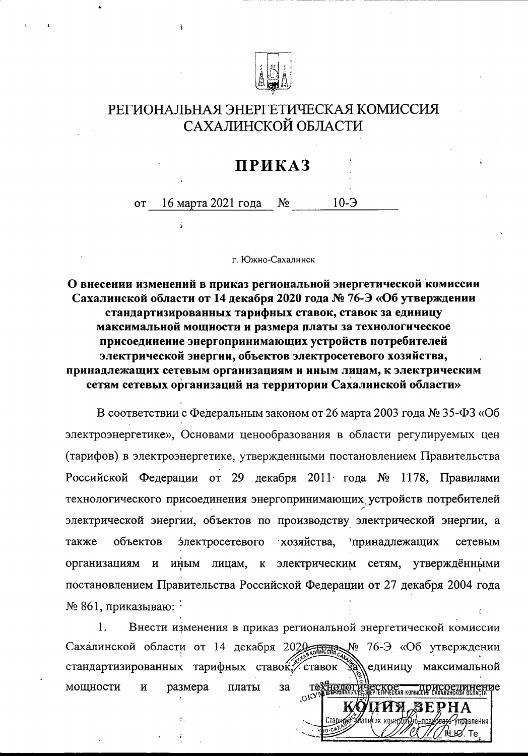# РЕГИОНАЛЬНАЯ ЭНЕРГЕТИЧЕСКАЯ КОМИССИЯ САХАЛИНСКОЙ ОБЛАСТИ

## ПРИКАЗ

от 16 марта 2021 года № 10-Э

г. Южно-Сахалинск

**О внесении изменений в приказ региональной энергетической комиссии Сахалинской области от 14 декабря 2020 года № 76-Э «Об утверждении стандартизированных тарифных ставок, ставок за единицу максимальной мощности и размера платы за технологическое присоединение энергопринимающих устройств потребителей электрической энергии, объектов электросетевого хозяйства, принадлежащих сетевым организациям и иным лицам, к электрическим сетям сетевых организаций на территории Сахалинской области»**

В соответствии с Федеральным законом от 26 марта 2003 года № 35-ФЗ «Об электроэнергетике», Основами ценообразования в области регулируемых цен (тарифов) в электроэнергетике, утвержденными постановлением Правительства Российской Федерации от 29 декабря 2011 года № 1178, Правилами технологического присоединения энергопринимающих устройств потребителей электрической энергии, объектов по производству электрической энергии, а также объектов электросетевого хозяйства, принадлежащих сетевым организациям и иным лицам, к электрическим сетям, утверждёнными постановлением Правительства Российской Федерации от 27 декабря 2004 года № 861, приказываю:

1. Внести изменения в приказ региональной энергетической комиссии Сахалинской области от 14 декабря 2020 года № 76-Э «Об утверждении стандартизированных тарифных ставок, ставок за единицу максимальной мощности и размера платы за технологическое присоединение

КОПИЯ ВЕРНА
Старший аналитик контрольно-правового управления
Ю. Те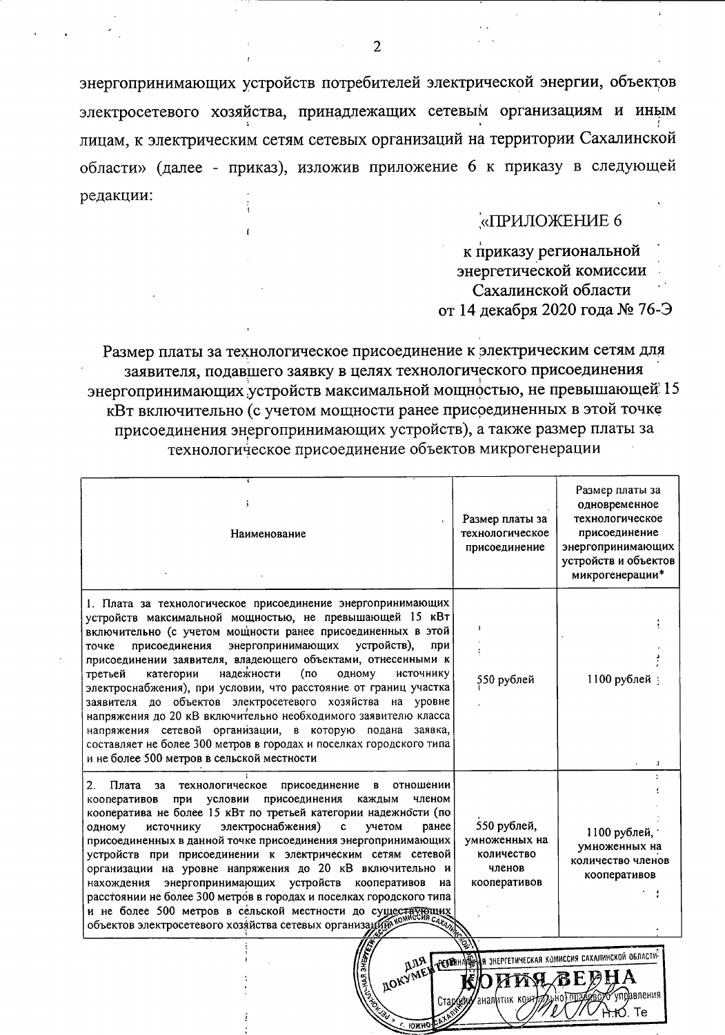энергопринимающих устройств потребителей электрической энергии, объектов электросетевого хозяйства, принадлежащих сетевым организациям и иным лицам, к электрическим сетям сетевых организаций на территории Сахалинской области» (далее - приказ), изложив приложение 6 к приказу в следующей редакции:

«ПРИЛОЖЕНИЕ 6

к приказу региональной энергетической комиссии Сахалинской области от 14 декабря 2020 года № 76-Э

Размер платы за технологическое присоединение к электрическим сетям для заявителя, подавшего заявку в целях технологического присоединения энергопринимающих устройств максимальной мощностью, не превышающей 15 кВт включительно (с учетом мощности ранее присоединенных в этой точке присоединения энергопринимающих устройств), а также размер платы за технологическое присоединение объектов микрогенерации

| Наименование | Размер платы за технологическое присоединение | Размер платы за одновременное технологическое присоединение энергопринимающих устройств и объектов микрогенерации* |
|---|---|---|
| 1. Плата за технологическое присоединение энергопринимающих устройств максимальной мощностью, не превышающей 15 кВт включительно (с учетом мощности ранее присоединенных в этой точке присоединения энергопринимающих устройств), при присоединении заявителя, владеющего объектами, отнесенными к третьей категории надежности (по одному источнику электроснабжения), при условии, что расстояние от границ участка заявителя до объектов электросетевого хозяйства на уровне напряжения до 20 кВ включительно необходимого заявителю класса напряжения сетевой организации, в которую подана заявка, составляет не более 300 метров в городах и поселках городского типа и не более 500 метров в сельской местности | 550 рублей | 1100 рублей |
| 2. Плата за технологическое присоединение в отношении кооперативов при условии присоединения каждым членом кооператива не более 15 кВт по третьей категории надежности (по одному источнику электроснабжения) с учетом ранее присоединенных в данной точке присоединения энергопринимающих устройств при присоединении к электрическим сетям сетевой организации на уровне напряжения до 20 кВ включительно и нахождения энергопринимающих устройств кооперативов на расстоянии не более 300 метров в городах и поселках городского типа и не более 500 метров в сельской местности до существующих объектов электросетевого хозяйства сетевых организаций | 550 рублей, умноженных на количество членов кооперативов | 1100 рублей, умноженных на количество членов кооперативов |

РЕГИОНАЛЬНАЯ ЭНЕРГЕТИЧЕСКАЯ КОМИССИЯ САХАЛИНСКОЙ ОБЛАСТИ
КОПИЯ ВЕРНА
Старший аналитик контрольно-правового управления
Н.Ю. Те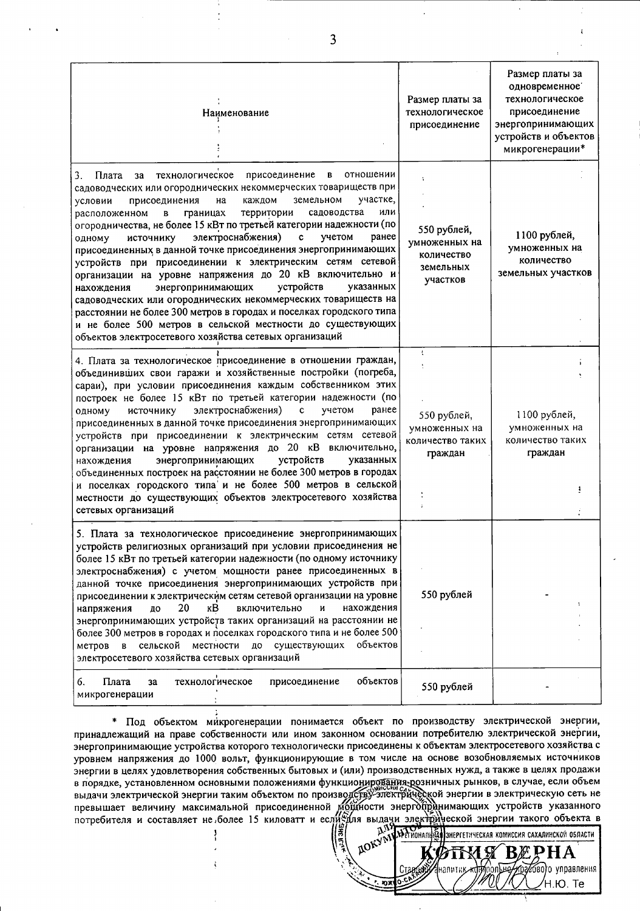| Наименование | Размер платы за технологическое присоединение | Размер платы за одновременное технологическое присоединение энергопринимающих устройств и объектов микрогенерации* |
|---|---|---|
| 3. Плата за технологическое присоединение в отношении садоводческих или огороднических некоммерческих товариществ при условии присоединения на каждом земельном участке, расположенном в границах территории садоводства или огородничества, не более 15 кВт по третьей категории надежности (по одному источнику электроснабжения) с учетом ранее присоединенных в данной точке присоединения энергопринимающих устройств при присоединении к электрическим сетям сетевой организации на уровне напряжения до 20 кВ включительно и нахождения энергопринимающих устройств указанных садоводческих или огороднических некоммерческих товариществ на расстоянии не более 300 метров в городах и поселках городского типа и не более 500 метров в сельской местности до существующих объектов электросетевого хозяйства сетевых организаций | 550 рублей, умноженных на количество земельных участков | 1100 рублей, умноженных на количество земельных участков |
| 4. Плата за технологическое присоединение в отношении граждан, объединивших свои гаражи и хозяйственные постройки (погреба, сараи), при условии присоединения каждым собственником этих построек не более 15 кВт по третьей категории надежности (по одному источнику электроснабжения) с учетом ранее присоединенных в данной точке присоединения энергопринимающих устройств при присоединении к электрическим сетям сетевой организации на уровне напряжения до 20 кВ включительно, нахождения энергопринимающих устройств указанных объединенных построек на расстоянии не более 300 метров в городах и поселках городского типа и не более 500 метров в сельской местности до существующих объектов электросетевого хозяйства сетевых организаций | 550 рублей, умноженных на количество таких граждан | 1100 рублей, умноженных на количество таких граждан |
| 5. Плата за технологическое присоединение энергопринимающих устройств религиозных организаций при условии присоединения не более 15 кВт по третьей категории надежности (по одному источнику электроснабжения) с учетом мощности ранее присоединенных в данной точке присоединения энергопринимающих устройств при присоединении к электрическим сетям сетевой организации на уровне напряжения до 20 кВ включительно и нахождения энергопринимающих устройств таких организаций на расстоянии не более 300 метров в городах и поселках городского типа и не более 500 метров в сельской местности до существующих объектов электросетевого хозяйства сетевых организаций | 550 рублей | - |
| 6. Плата за технологическое присоединение объектов микрогенерации | 550 рублей | - |

\* Под объектом микрогенерации понимается объект по производству электрической энергии, принадлежащий на праве собственности или ином законном основании потребителю электрической энергии, энергопринимающие устройства которого технологически присоединены к объектам электросетевого хозяйства с уровнем напряжения до 1000 вольт, функционирующие в том числе на основе возобновляемых источников энергии в целях удовлетворения собственных бытовых и (или) производственных нужд, а также в целях продажи в порядке, установленном основными положениями функционирования розничных рынков, в случае, если объем выдачи электрической энергии таким объектом по производству электрической энергии в электрическую сеть не превышает величину максимальной присоединенной мощности энергопринимающих устройств указанного потребителя и составляет не более 15 киловатт и если для выдачи электрической энергии такого объекта в

Региональная энергетическая комиссия Сахалинской области
КОПИЯ ВЕРНА
Старший аналитик контрольно-правового управления
Н.Ю. Те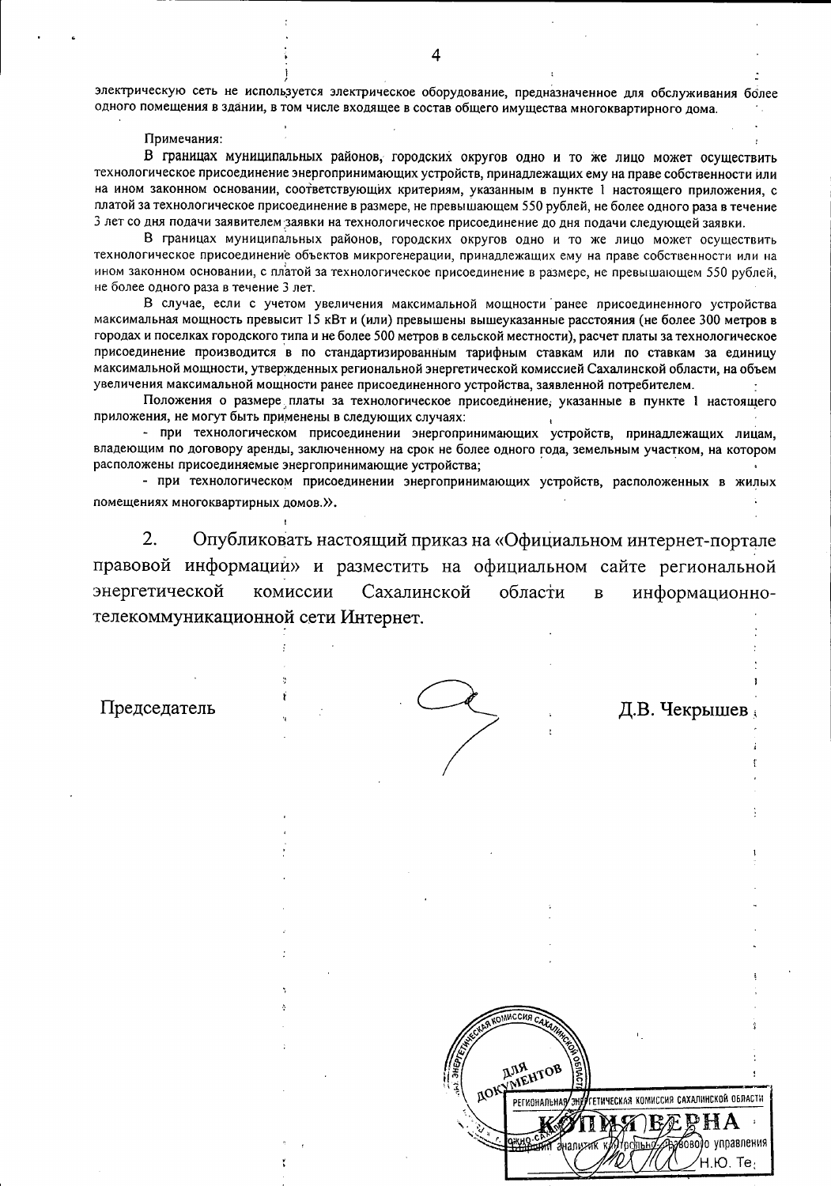электрическую сеть не используется электрическое оборудование, предназначенное для обслуживания более одного помещения в здании, в том числе входящее в состав общего имущества многоквартирного дома.

Примечания:

В границах муниципальных районов, городских округов одно и то же лицо может осуществить технологическое присоединение энергопринимающих устройств, принадлежащих ему на праве собственности или на ином законном основании, соответствующих критериям, указанным в пункте 1 настоящего приложения, с платой за технологическое присоединение в размере, не превышающем 550 рублей, не более одного раза в течение 3 лет со дня подачи заявителем заявки на технологическое присоединение до дня подачи следующей заявки.

В границах муниципальных районов, городских округов одно и то же лицо может осуществить технологическое присоединение объектов микрогенерации, принадлежащих ему на праве собственности или на ином законном основании, с платой за технологическое присоединение в размере, не превышающем 550 рублей, не более одного раза в течение 3 лет.

В случае, если с учетом увеличения максимальной мощности ранее присоединенного устройства максимальная мощность превысит 15 кВт и (или) превышены вышеуказанные расстояния (не более 300 метров в городах и поселках городского типа и не более 500 метров в сельской местности), расчет платы за технологическое присоединение производится в по стандартизированным тарифным ставкам или по ставкам за единицу максимальной мощности, утвержденных региональной энергетической комиссией Сахалинской области, на объем увеличения максимальной мощности ранее присоединенного устройства, заявленной потребителем.

Положения о размере платы за технологическое присоединение, указанные в пункте 1 настоящего приложения, не могут быть применены в следующих случаях:

- при технологическом присоединении энергопринимающих устройств, принадлежащих лицам, владеющим по договору аренды, заключенному на срок не более одного года, земельным участком, на котором расположены присоединяемые энергопринимающие устройства;

- при технологическом присоединении энергопринимающих устройств, расположенных в жилых помещениях многоквартирных домов.».

2. Опубликовать настоящий приказ на «Официальном интернет-портале правовой информации» и разместить на официальном сайте региональной энергетической комиссии Сахалинской области в информационно-телекоммуникационной сети Интернет.

Председатель Д.В. Чекрышев

РЕГИОНАЛЬНАЯ ЭНЕРГЕТИЧЕСКАЯ КОМИССИЯ САХАЛИНСКОЙ ОБЛАСТИ
КОПИЯ ВЕРНА
Главный аналитик контрольно-правового управления
Н.Ю. Те